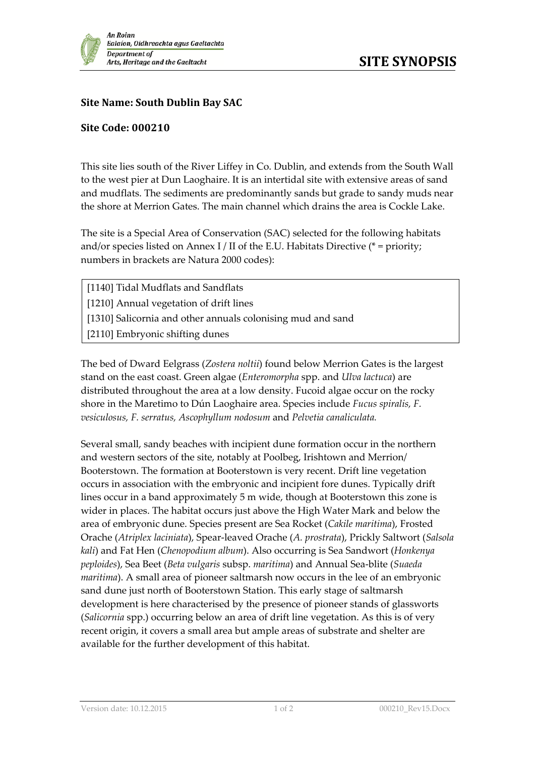**An Roinn Ealaíon, Oidhreachta agus Gaeltachta**
**Department of Arts, Heritage and the Gaeltacht**

# SITE SYNOPSIS

### Site Name: South Dublin Bay SAC

### Site Code: 000210

This site lies south of the River Liffey in Co. Dublin, and extends from the South Wall to the west pier at Dun Laoghaire. It is an intertidal site with extensive areas of sand and mudflats. The sediments are predominantly sands but grade to sandy muds near the shore at Merrion Gates. The main channel which drains the area is Cockle Lake.

The site is a Special Area of Conservation (SAC) selected for the following habitats and/or species listed on Annex I / II of the E.U. Habitats Directive (* = priority; numbers in brackets are Natura 2000 codes):

| |
|---|
| [1140] Tidal Mudflats and Sandflats |
| [1210] Annual vegetation of drift lines |
| [1310] Salicornia and other annuals colonising mud and sand |
| [2110] Embryonic shifting dunes |

The bed of Dward Eelgrass (*Zostera noltii*) found below Merrion Gates is the largest stand on the east coast. Green algae (*Enteromorpha* spp. and *Ulva lactuca*) are distributed throughout the area at a low density. Fucoid algae occur on the rocky shore in the Maretimo to Dún Laoghaire area. Species include *Fucus spiralis, F. vesiculosus, F. serratus, Ascophyllum nodosum* and *Pelvetia canaliculata.*

Several small, sandy beaches with incipient dune formation occur in the northern and western sectors of the site, notably at Poolbeg, Irishtown and Merrion/ Booterstown. The formation at Booterstown is very recent. Drift line vegetation occurs in association with the embryonic and incipient fore dunes. Typically drift lines occur in a band approximately 5 m wide, though at Booterstown this zone is wider in places. The habitat occurs just above the High Water Mark and below the area of embryonic dune. Species present are Sea Rocket (*Cakile maritima*), Frosted Orache (*Atriplex laciniata*), Spear-leaved Orache (*A. prostrata*), Prickly Saltwort (*Salsola kali*) and Fat Hen (*Chenopodium album*). Also occurring is Sea Sandwort (*Honkenya peploides*), Sea Beet (*Beta vulgaris* subsp. *maritima*) and Annual Sea-blite (*Suaeda maritima*). A small area of pioneer saltmarsh now occurs in the lee of an embryonic sand dune just north of Booterstown Station. This early stage of saltmarsh development is here characterised by the presence of pioneer stands of glassworts (*Salicornia* spp.) occurring below an area of drift line vegetation. As this is of very recent origin, it covers a small area but ample areas of substrate and shelter are available for the further development of this habitat.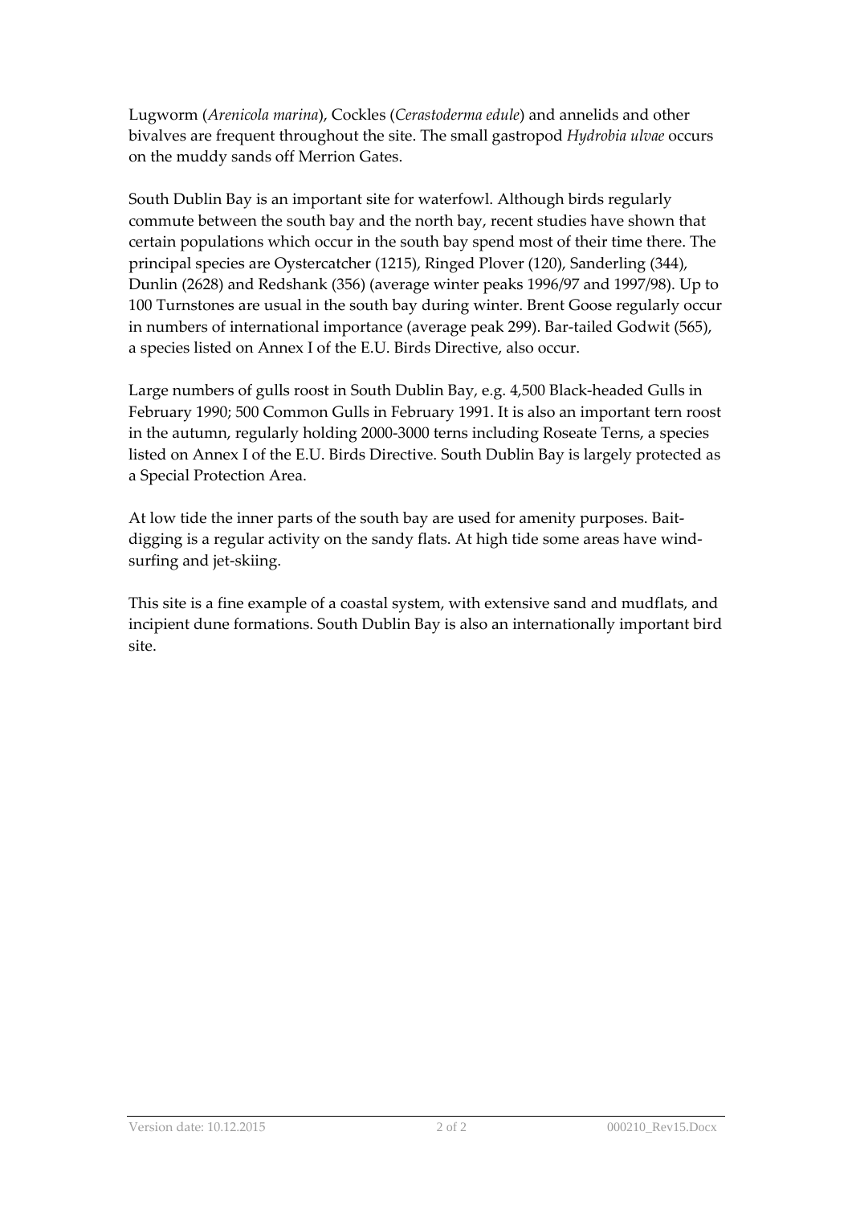Lugworm (*Arenicola marina*), Cockles (*Cerastoderma edule*) and annelids and other bivalves are frequent throughout the site. The small gastropod *Hydrobia ulvae* occurs on the muddy sands off Merrion Gates.

South Dublin Bay is an important site for waterfowl. Although birds regularly commute between the south bay and the north bay, recent studies have shown that certain populations which occur in the south bay spend most of their time there. The principal species are Oystercatcher (1215), Ringed Plover (120), Sanderling (344), Dunlin (2628) and Redshank (356) (average winter peaks 1996/97 and 1997/98). Up to 100 Turnstones are usual in the south bay during winter. Brent Goose regularly occur in numbers of international importance (average peak 299). Bar-tailed Godwit (565), a species listed on Annex I of the E.U. Birds Directive, also occur.

Large numbers of gulls roost in South Dublin Bay, e.g. 4,500 Black-headed Gulls in February 1990; 500 Common Gulls in February 1991. It is also an important tern roost in the autumn, regularly holding 2000-3000 terns including Roseate Terns, a species listed on Annex I of the E.U. Birds Directive. South Dublin Bay is largely protected as a Special Protection Area.

At low tide the inner parts of the south bay are used for amenity purposes. Bait-digging is a regular activity on the sandy flats. At high tide some areas have wind-surfing and jet-skiing.

This site is a fine example of a coastal system, with extensive sand and mudflats, and incipient dune formations. South Dublin Bay is also an internationally important bird site.